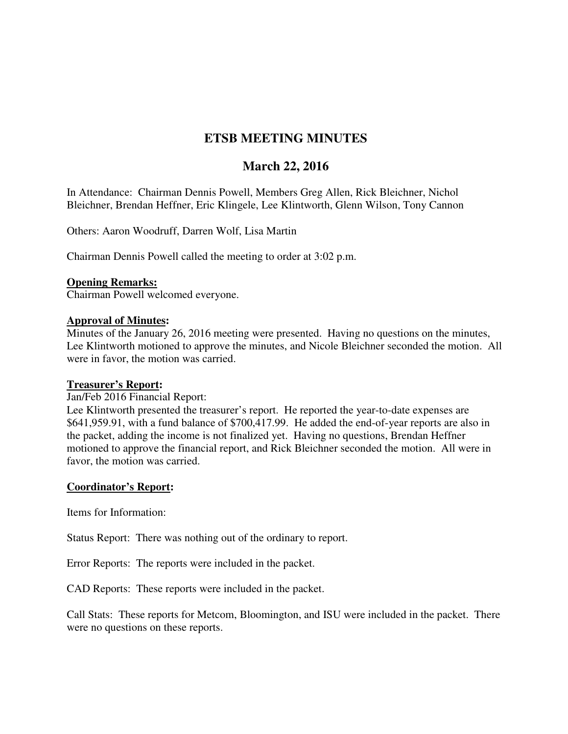# ETSB MEETING MINUTES

## March 22, 2016

In Attendance: Chairman Dennis Powell, Members Greg Allen, Rick Bleichner, Nichol Bleichner, Brendan Heffner, Eric Klingele, Lee Klintworth, Glenn Wilson, Tony Cannon

Others: Aaron Woodruff, Darren Wolf, Lisa Martin

Chairman Dennis Powell called the meeting to order at 3:02 p.m.

**Opening Remarks:**
Chairman Powell welcomed everyone.

**Approval of Minutes:**
Minutes of the January 26, 2016 meeting were presented. Having no questions on the minutes, Lee Klintworth motioned to approve the minutes, and Nicole Bleichner seconded the motion. All were in favor, the motion was carried.

**Treasurer's Report:**
Jan/Feb 2016 Financial Report:
Lee Klintworth presented the treasurer's report. He reported the year-to-date expenses are $641,959.91, with a fund balance of $700,417.99. He added the end-of-year reports are also in the packet, adding the income is not finalized yet. Having no questions, Brendan Heffner motioned to approve the financial report, and Rick Bleichner seconded the motion. All were in favor, the motion was carried.

**Coordinator's Report:**

Items for Information:

Status Report: There was nothing out of the ordinary to report.

Error Reports: The reports were included in the packet.

CAD Reports: These reports were included in the packet.

Call Stats: These reports for Metcom, Bloomington, and ISU were included in the packet. There were no questions on these reports.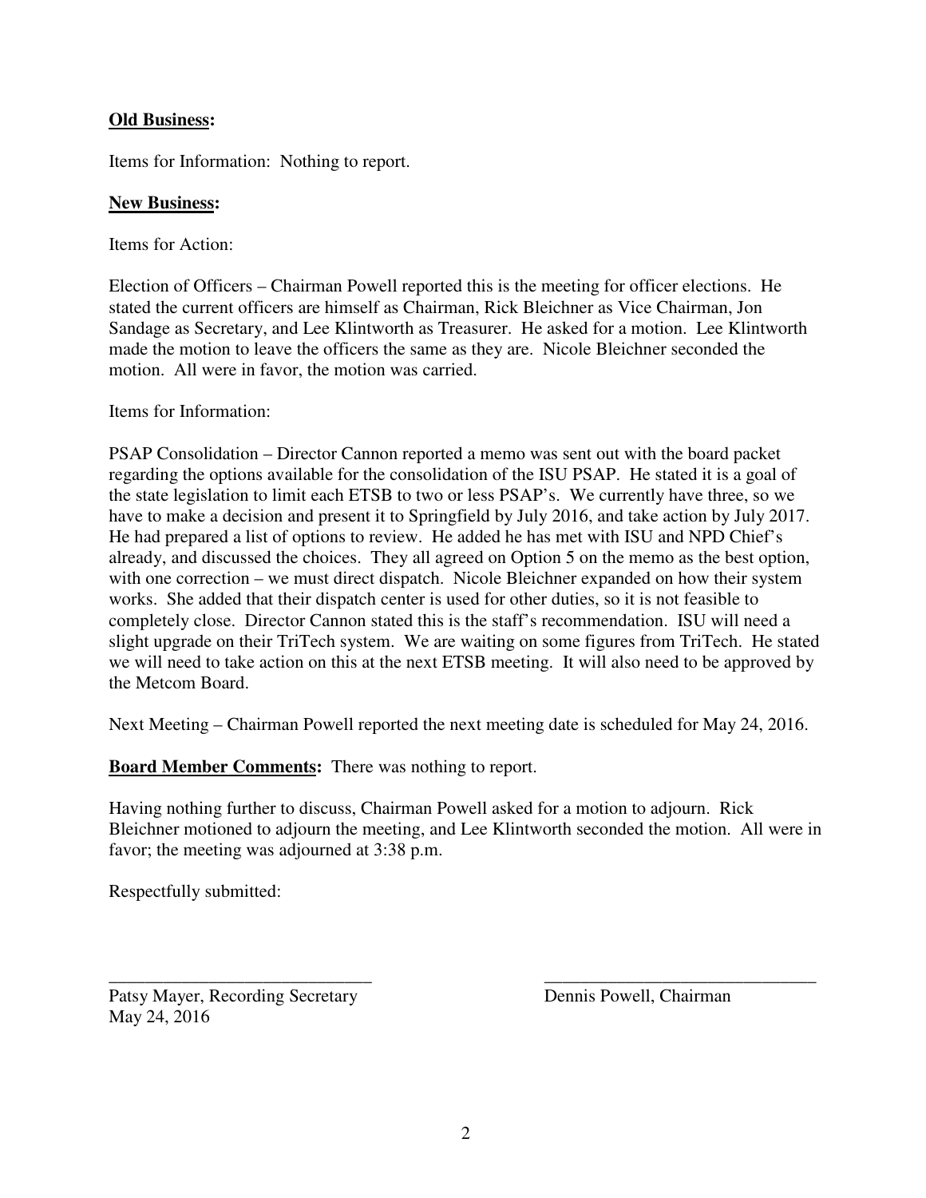**Old Business:**

Items for Information: Nothing to report.

**New Business:**

Items for Action:

Election of Officers – Chairman Powell reported this is the meeting for officer elections. He stated the current officers are himself as Chairman, Rick Bleichner as Vice Chairman, Jon Sandage as Secretary, and Lee Klintworth as Treasurer. He asked for a motion. Lee Klintworth made the motion to leave the officers the same as they are. Nicole Bleichner seconded the motion. All were in favor, the motion was carried.

Items for Information:

PSAP Consolidation – Director Cannon reported a memo was sent out with the board packet regarding the options available for the consolidation of the ISU PSAP. He stated it is a goal of the state legislation to limit each ETSB to two or less PSAP's. We currently have three, so we have to make a decision and present it to Springfield by July 2016, and take action by July 2017. He had prepared a list of options to review. He added he has met with ISU and NPD Chief's already, and discussed the choices. They all agreed on Option 5 on the memo as the best option, with one correction – we must direct dispatch. Nicole Bleichner expanded on how their system works. She added that their dispatch center is used for other duties, so it is not feasible to completely close. Director Cannon stated this is the staff's recommendation. ISU will need a slight upgrade on their TriTech system. We are waiting on some figures from TriTech. He stated we will need to take action on this at the next ETSB meeting. It will also need to be approved by the Metcom Board.

Next Meeting – Chairman Powell reported the next meeting date is scheduled for May 24, 2016.

**Board Member Comments:** There was nothing to report.

Having nothing further to discuss, Chairman Powell asked for a motion to adjourn. Rick Bleichner motioned to adjourn the meeting, and Lee Klintworth seconded the motion. All were in favor; the meeting was adjourned at 3:38 p.m.

Respectfully submitted:

______________________________ ______________________________

Patsy Mayer, Recording Secretary Dennis Powell, Chairman

May 24, 2016